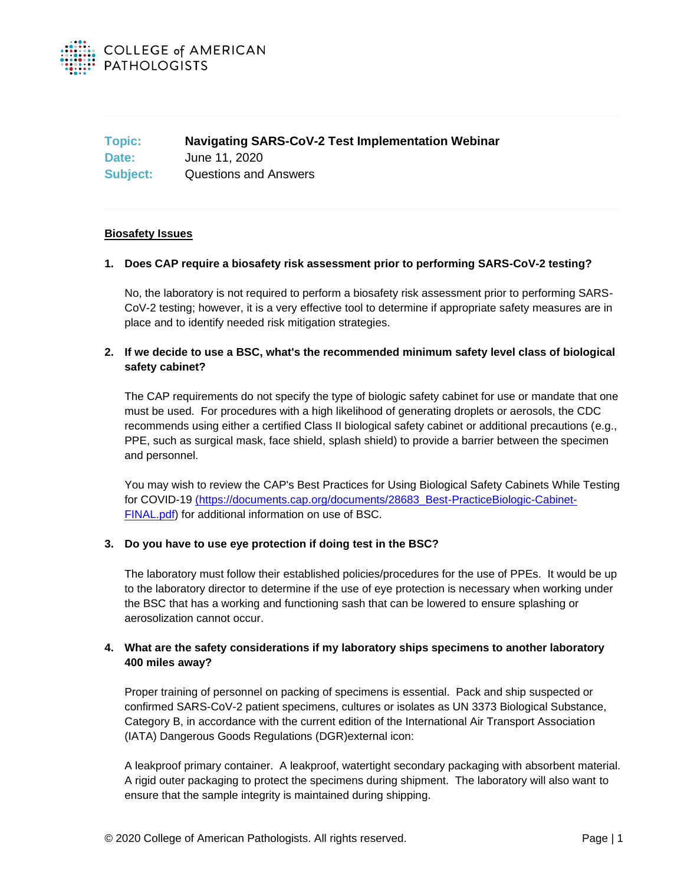**Topic:** Navigating SARS-CoV-2 Test Implementation Webinar
**Date:** June 11, 2020
**Subject:** Questions and Answers

## Biosafety Issues

1. **Does CAP require a biosafety risk assessment prior to performing SARS-CoV-2 testing?**

   No, the laboratory is not required to perform a biosafety risk assessment prior to performing SARS-CoV-2 testing; however, it is a very effective tool to determine if appropriate safety measures are in place and to identify needed risk mitigation strategies.

2. **If we decide to use a BSC, what's the recommended minimum safety level class of biological safety cabinet?**

   The CAP requirements do not specify the type of biologic safety cabinet for use or mandate that one must be used. For procedures with a high likelihood of generating droplets or aerosols, the CDC recommends using either a certified Class II biological safety cabinet or additional precautions (e.g., PPE, such as surgical mask, face shield, splash shield) to provide a barrier between the specimen and personnel.

   You may wish to review the CAP's Best Practices for Using Biological Safety Cabinets While Testing for COVID-19 [(https://documents.cap.org/documents/28683_Best-PracticeBiologic-Cabinet-FINAL.pdf](https://documents.cap.org/documents/28683_Best-PracticeBiologic-Cabinet-FINAL.pdf)) for additional information on use of BSC.

3. **Do you have to use eye protection if doing test in the BSC?**

   The laboratory must follow their established policies/procedures for the use of PPEs. It would be up to the laboratory director to determine if the use of eye protection is necessary when working under the BSC that has a working and functioning sash that can be lowered to ensure splashing or aerosolization cannot occur.

4. **What are the safety considerations if my laboratory ships specimens to another laboratory 400 miles away?**

   Proper training of personnel on packing of specimens is essential. Pack and ship suspected or confirmed SARS-CoV-2 patient specimens, cultures or isolates as UN 3373 Biological Substance, Category B, in accordance with the current edition of the International Air Transport Association (IATA) Dangerous Goods Regulations (DGR)external icon:

   A leakproof primary container. A leakproof, watertight secondary packaging with absorbent material. A rigid outer packaging to protect the specimens during shipment. The laboratory will also want to ensure that the sample integrity is maintained during shipping.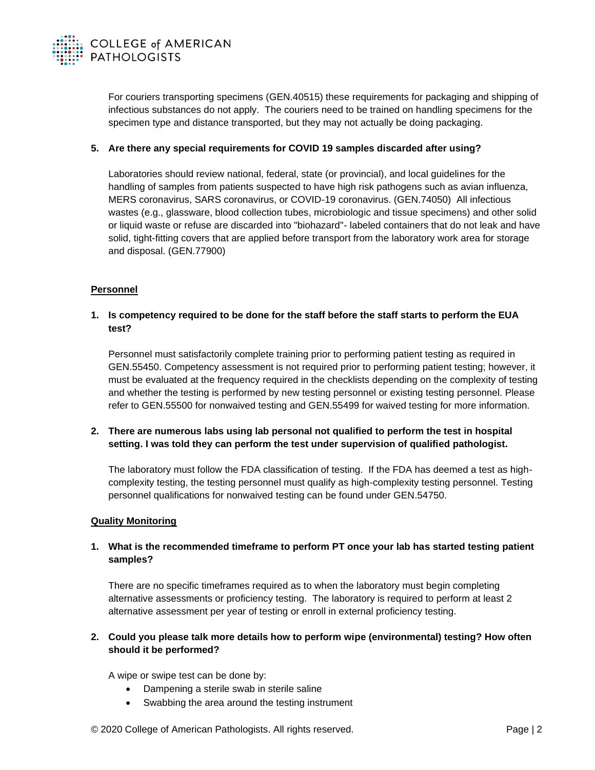For couriers transporting specimens (GEN.40515) these requirements for packaging and shipping of infectious substances do not apply. The couriers need to be trained on handling specimens for the specimen type and distance transported, but they may not actually be doing packaging.

5. **Are there any special requirements for COVID 19 samples discarded after using?**

   Laboratories should review national, federal, state (or provincial), and local guidelines for the handling of samples from patients suspected to have high risk pathogens such as avian influenza, MERS coronavirus, SARS coronavirus, or COVID-19 coronavirus. (GEN.74050) All infectious wastes (e.g., glassware, blood collection tubes, microbiologic and tissue specimens) and other solid or liquid waste or refuse are discarded into "biohazard"- labeled containers that do not leak and have solid, tight-fitting covers that are applied before transport from the laboratory work area for storage and disposal. (GEN.77900)

## Personnel

1. **Is competency required to be done for the staff before the staff starts to perform the EUA test?**

   Personnel must satisfactorily complete training prior to performing patient testing as required in GEN.55450. Competency assessment is not required prior to performing patient testing; however, it must be evaluated at the frequency required in the checklists depending on the complexity of testing and whether the testing is performed by new testing personnel or existing testing personnel. Please refer to GEN.55500 for nonwaived testing and GEN.55499 for waived testing for more information.

2. **There are numerous labs using lab personal not qualified to perform the test in hospital setting. I was told they can perform the test under supervision of qualified pathologist.**

   The laboratory must follow the FDA classification of testing. If the FDA has deemed a test as high-complexity testing, the testing personnel must qualify as high-complexity testing personnel. Testing personnel qualifications for nonwaived testing can be found under GEN.54750.

## Quality Monitoring

1. **What is the recommended timeframe to perform PT once your lab has started testing patient samples?**

   There are no specific timeframes required as to when the laboratory must begin completing alternative assessments or proficiency testing. The laboratory is required to perform at least 2 alternative assessment per year of testing or enroll in external proficiency testing.

2. **Could you please talk more details how to perform wipe (environmental) testing? How often should it be performed?**

   A wipe or swipe test can be done by:

   - Dampening a sterile swab in sterile saline
   - Swabbing the area around the testing instrument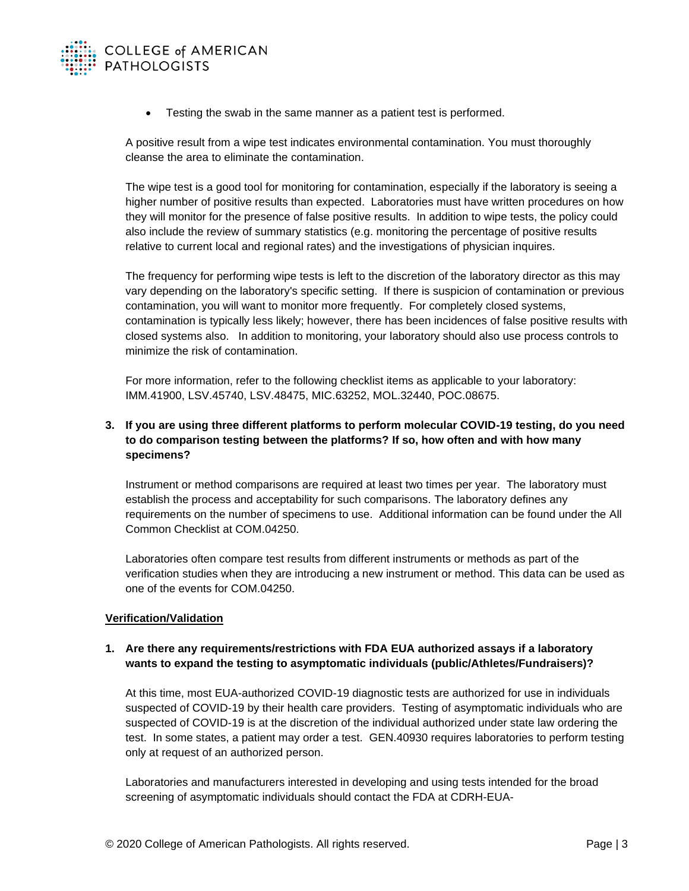- Testing the swab in the same manner as a patient test is performed.

A positive result from a wipe test indicates environmental contamination. You must thoroughly cleanse the area to eliminate the contamination.

The wipe test is a good tool for monitoring for contamination, especially if the laboratory is seeing a higher number of positive results than expected. Laboratories must have written procedures on how they will monitor for the presence of false positive results. In addition to wipe tests, the policy could also include the review of summary statistics (e.g. monitoring the percentage of positive results relative to current local and regional rates) and the investigations of physician inquires.

The frequency for performing wipe tests is left to the discretion of the laboratory director as this may vary depending on the laboratory's specific setting. If there is suspicion of contamination or previous contamination, you will want to monitor more frequently. For completely closed systems, contamination is typically less likely; however, there has been incidences of false positive results with closed systems also. In addition to monitoring, your laboratory should also use process controls to minimize the risk of contamination.

For more information, refer to the following checklist items as applicable to your laboratory: IMM.41900, LSV.45740, LSV.48475, MIC.63252, MOL.32440, POC.08675.

**3. If you are using three different platforms to perform molecular COVID-19 testing, do you need to do comparison testing between the platforms? If so, how often and with how many specimens?**

Instrument or method comparisons are required at least two times per year. The laboratory must establish the process and acceptability for such comparisons. The laboratory defines any requirements on the number of specimens to use. Additional information can be found under the All Common Checklist at COM.04250.

Laboratories often compare test results from different instruments or methods as part of the verification studies when they are introducing a new instrument or method. This data can be used as one of the events for COM.04250.

**Verification/Validation**

**1. Are there any requirements/restrictions with FDA EUA authorized assays if a laboratory wants to expand the testing to asymptomatic individuals (public/Athletes/Fundraisers)?**

At this time, most EUA-authorized COVID-19 diagnostic tests are authorized for use in individuals suspected of COVID-19 by their health care providers. Testing of asymptomatic individuals who are suspected of COVID-19 is at the discretion of the individual authorized under state law ordering the test. In some states, a patient may order a test. GEN.40930 requires laboratories to perform testing only at request of an authorized person.

Laboratories and manufacturers interested in developing and using tests intended for the broad screening of asymptomatic individuals should contact the FDA at CDRH-EUA-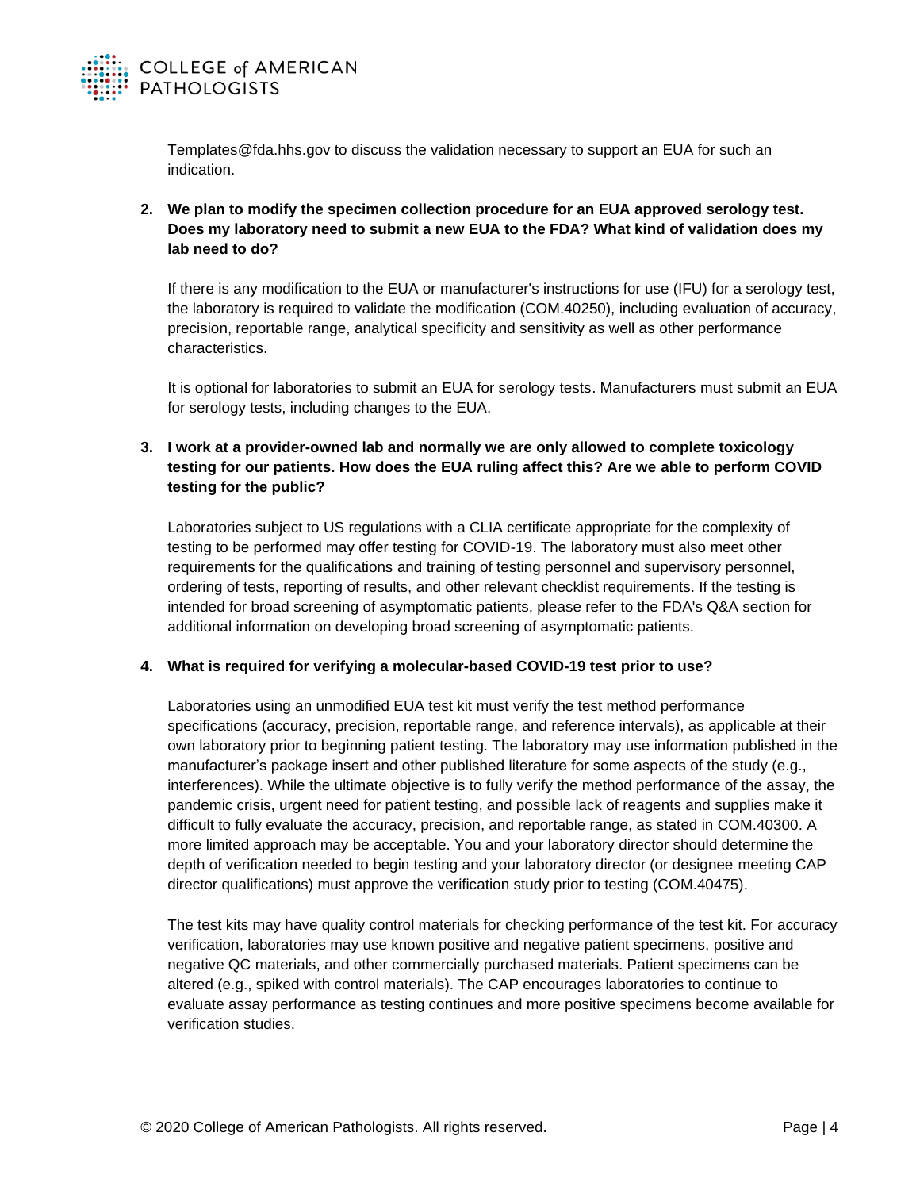Templates@fda.hhs.gov to discuss the validation necessary to support an EUA for such an indication.

2. **We plan to modify the specimen collection procedure for an EUA approved serology test. Does my laboratory need to submit a new EUA to the FDA? What kind of validation does my lab need to do?**

   If there is any modification to the EUA or manufacturer's instructions for use (IFU) for a serology test, the laboratory is required to validate the modification (COM.40250), including evaluation of accuracy, precision, reportable range, analytical specificity and sensitivity as well as other performance characteristics.

   It is optional for laboratories to submit an EUA for serology tests. Manufacturers must submit an EUA for serology tests, including changes to the EUA.

3. **I work at a provider-owned lab and normally we are only allowed to complete toxicology testing for our patients. How does the EUA ruling affect this? Are we able to perform COVID testing for the public?**

   Laboratories subject to US regulations with a CLIA certificate appropriate for the complexity of testing to be performed may offer testing for COVID-19. The laboratory must also meet other requirements for the qualifications and training of testing personnel and supervisory personnel, ordering of tests, reporting of results, and other relevant checklist requirements. If the testing is intended for broad screening of asymptomatic patients, please refer to the FDA's Q&A section for additional information on developing broad screening of asymptomatic patients.

4. **What is required for verifying a molecular-based COVID-19 test prior to use?**

   Laboratories using an unmodified EUA test kit must verify the test method performance specifications (accuracy, precision, reportable range, and reference intervals), as applicable at their own laboratory prior to beginning patient testing. The laboratory may use information published in the manufacturer's package insert and other published literature for some aspects of the study (e.g., interferences). While the ultimate objective is to fully verify the method performance of the assay, the pandemic crisis, urgent need for patient testing, and possible lack of reagents and supplies make it difficult to fully evaluate the accuracy, precision, and reportable range, as stated in COM.40300. A more limited approach may be acceptable. You and your laboratory director should determine the depth of verification needed to begin testing and your laboratory director (or designee meeting CAP director qualifications) must approve the verification study prior to testing (COM.40475).

   The test kits may have quality control materials for checking performance of the test kit. For accuracy verification, laboratories may use known positive and negative patient specimens, positive and negative QC materials, and other commercially purchased materials. Patient specimens can be altered (e.g., spiked with control materials). The CAP encourages laboratories to continue to evaluate assay performance as testing continues and more positive specimens become available for verification studies.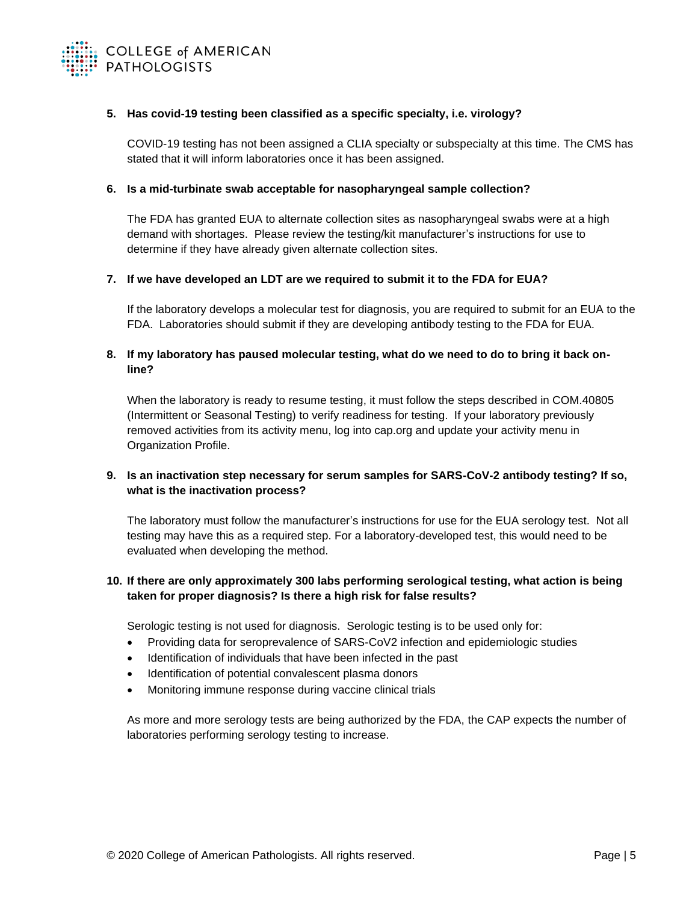**5. Has covid-19 testing been classified as a specific specialty, i.e. virology?**

COVID-19 testing has not been assigned a CLIA specialty or subspecialty at this time. The CMS has stated that it will inform laboratories once it has been assigned.

**6. Is a mid-turbinate swab acceptable for nasopharyngeal sample collection?**

The FDA has granted EUA to alternate collection sites as nasopharyngeal swabs were at a high demand with shortages. Please review the testing/kit manufacturer's instructions for use to determine if they have already given alternate collection sites.

**7. If we have developed an LDT are we required to submit it to the FDA for EUA?**

If the laboratory develops a molecular test for diagnosis, you are required to submit for an EUA to the FDA. Laboratories should submit if they are developing antibody testing to the FDA for EUA.

**8. If my laboratory has paused molecular testing, what do we need to do to bring it back on-line?**

When the laboratory is ready to resume testing, it must follow the steps described in COM.40805 (Intermittent or Seasonal Testing) to verify readiness for testing. If your laboratory previously removed activities from its activity menu, log into cap.org and update your activity menu in Organization Profile.

**9. Is an inactivation step necessary for serum samples for SARS-CoV-2 antibody testing? If so, what is the inactivation process?**

The laboratory must follow the manufacturer's instructions for use for the EUA serology test. Not all testing may have this as a required step. For a laboratory-developed test, this would need to be evaluated when developing the method.

**10. If there are only approximately 300 labs performing serological testing, what action is being taken for proper diagnosis? Is there a high risk for false results?**

Serologic testing is not used for diagnosis. Serologic testing is to be used only for:

- Providing data for seroprevalence of SARS-CoV2 infection and epidemiologic studies
- Identification of individuals that have been infected in the past
- Identification of potential convalescent plasma donors
- Monitoring immune response during vaccine clinical trials

As more and more serology tests are being authorized by the FDA, the CAP expects the number of laboratories performing serology testing to increase.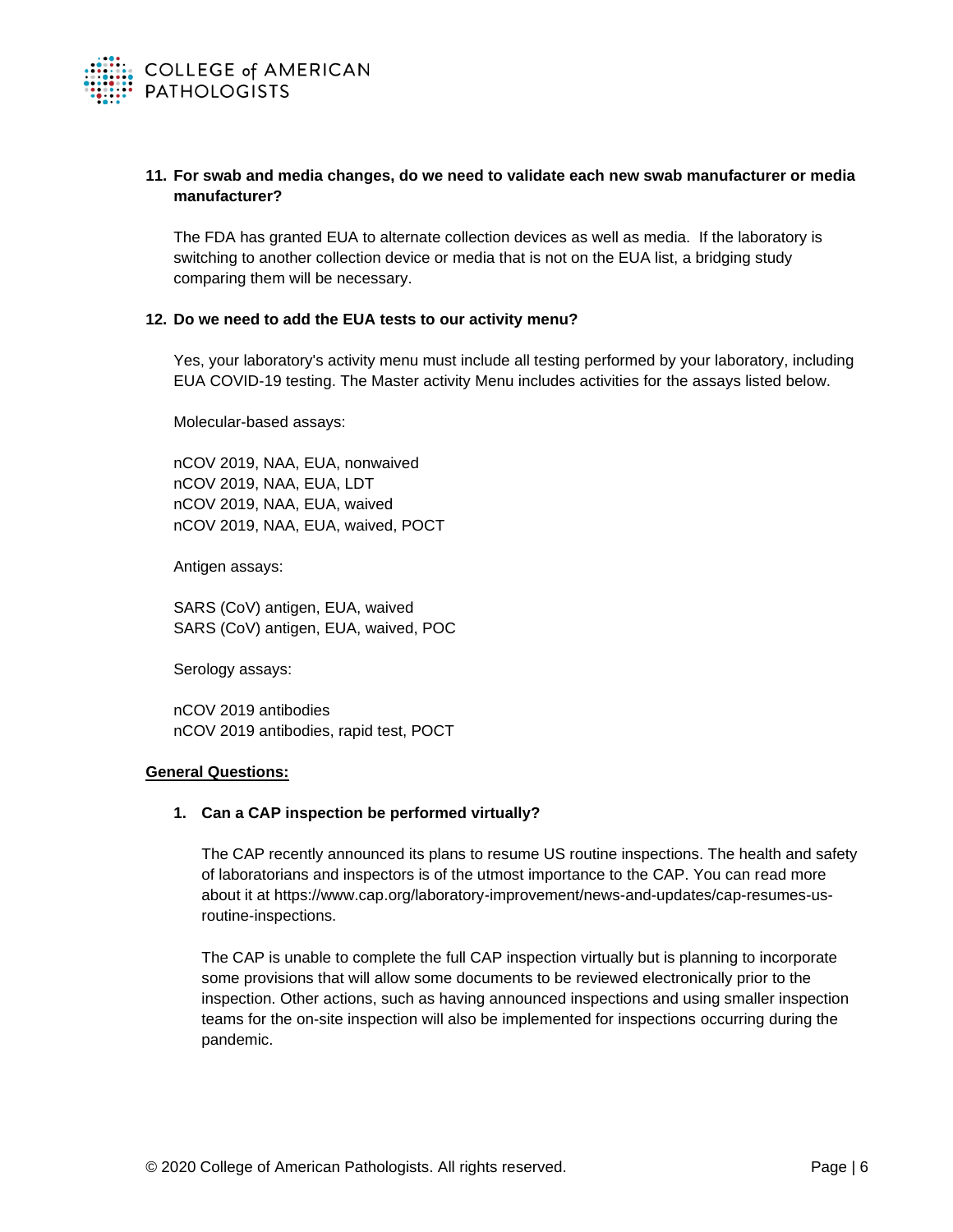**11. For swab and media changes, do we need to validate each new swab manufacturer or media manufacturer?**

The FDA has granted EUA to alternate collection devices as well as media. If the laboratory is switching to another collection device or media that is not on the EUA list, a bridging study comparing them will be necessary.

**12. Do we need to add the EUA tests to our activity menu?**

Yes, your laboratory's activity menu must include all testing performed by your laboratory, including EUA COVID-19 testing. The Master activity Menu includes activities for the assays listed below.

Molecular-based assays:

nCOV 2019, NAA, EUA, nonwaived
nCOV 2019, NAA, EUA, LDT
nCOV 2019, NAA, EUA, waived
nCOV 2019, NAA, EUA, waived, POCT

Antigen assays:

SARS (CoV) antigen, EUA, waived
SARS (CoV) antigen, EUA, waived, POC

Serology assays:

nCOV 2019 antibodies
nCOV 2019 antibodies, rapid test, POCT

**General Questions:**

**1. Can a CAP inspection be performed virtually?**

The CAP recently announced its plans to resume US routine inspections. The health and safety of laboratorians and inspectors is of the utmost importance to the CAP. You can read more about it at https://www.cap.org/laboratory-improvement/news-and-updates/cap-resumes-us-routine-inspections.

The CAP is unable to complete the full CAP inspection virtually but is planning to incorporate some provisions that will allow some documents to be reviewed electronically prior to the inspection. Other actions, such as having announced inspections and using smaller inspection teams for the on-site inspection will also be implemented for inspections occurring during the pandemic.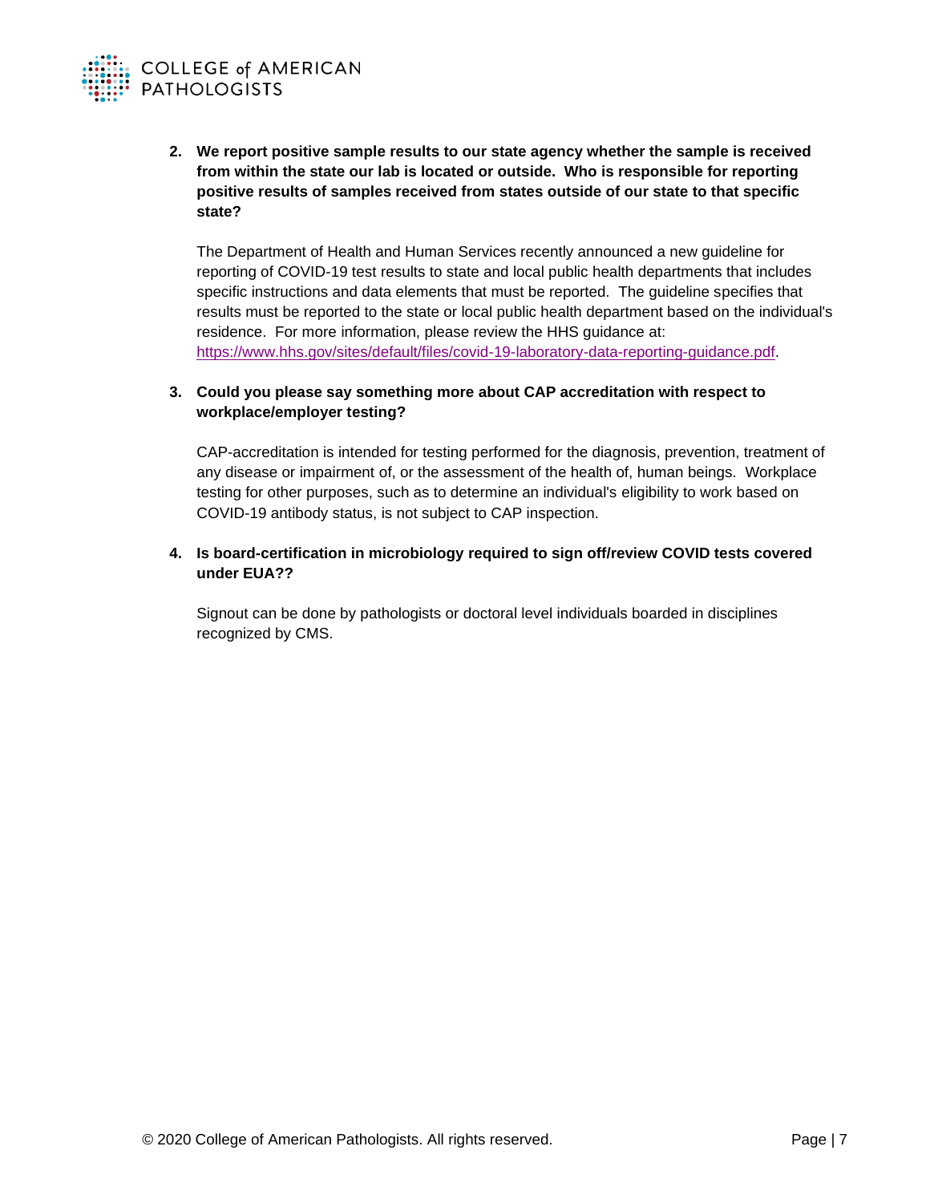2. **We report positive sample results to our state agency whether the sample is received from within the state our lab is located or outside. Who is responsible for reporting positive results of samples received from states outside of our state to that specific state?**

   The Department of Health and Human Services recently announced a new guideline for reporting of COVID-19 test results to state and local public health departments that includes specific instructions and data elements that must be reported. The guideline specifies that results must be reported to the state or local public health department based on the individual's residence. For more information, please review the HHS guidance at: https://www.hhs.gov/sites/default/files/covid-19-laboratory-data-reporting-guidance.pdf.

3. **Could you please say something more about CAP accreditation with respect to workplace/employer testing?**

   CAP-accreditation is intended for testing performed for the diagnosis, prevention, treatment of any disease or impairment of, or the assessment of the health of, human beings. Workplace testing for other purposes, such as to determine an individual's eligibility to work based on COVID-19 antibody status, is not subject to CAP inspection.

4. **Is board-certification in microbiology required to sign off/review COVID tests covered under EUA??**

   Signout can be done by pathologists or doctoral level individuals boarded in disciplines recognized by CMS.